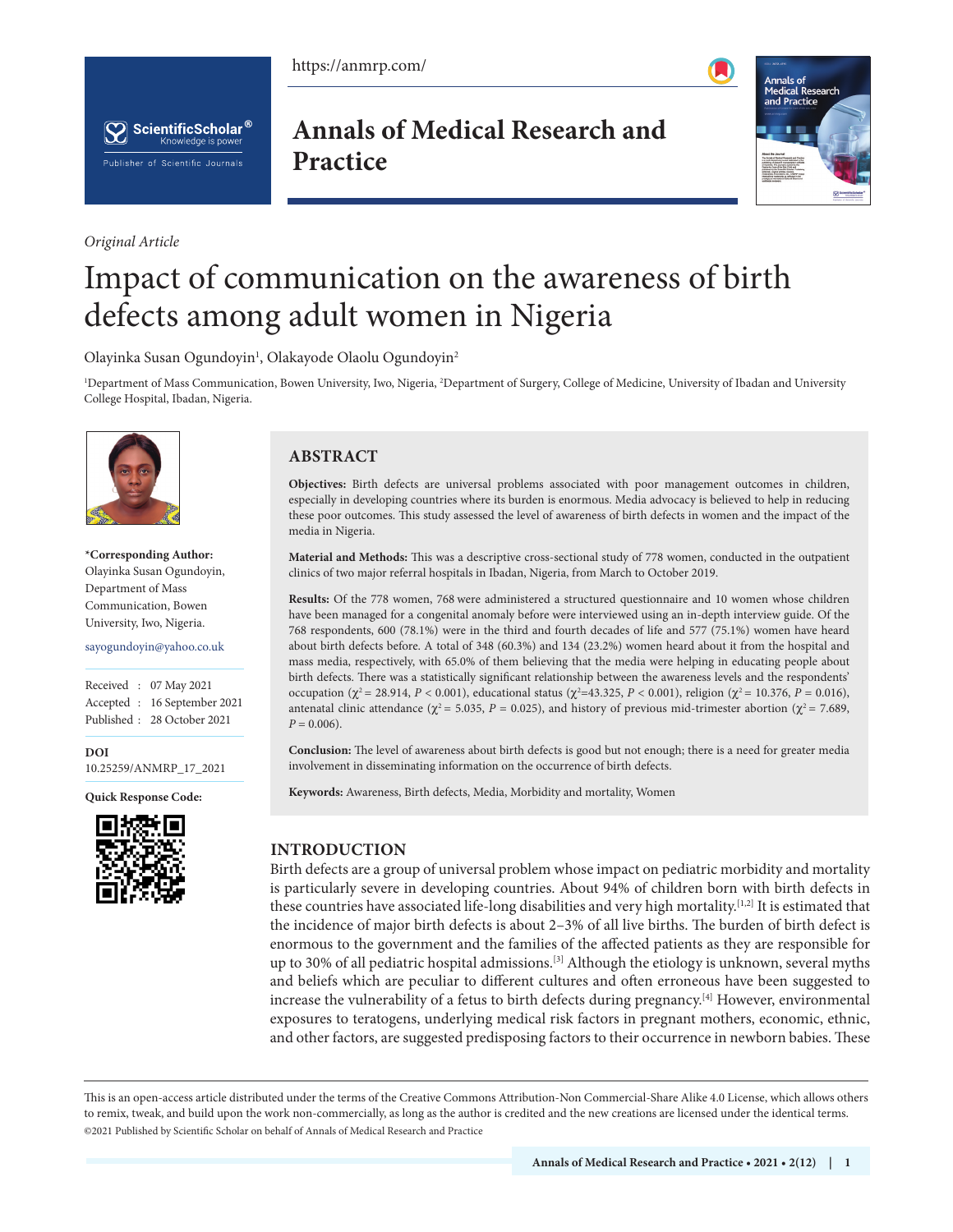*Original Article*

# Impact of communication on the awareness of birth defects among adult women in Nigeria

Olayinka Susan Ogundoyin[1], Olakayode Olaolu Ogundoyin[2]

[1]Department of Mass Communication, Bowen University, Iwo, Nigeria, [2]Department of Surgery, College of Medicine, University of Ibadan and University College Hospital, Ibadan, Nigeria.

**\*Corresponding Author:**
Olayinka Susan Ogundoyin, Department of Mass Communication, Bowen University, Iwo, Nigeria.

sayogundoyin@yahoo.co.uk

Received : 07 May 2021
Accepted : 16 September 2021
Published : 28 October 2021

**DOI**
10.25259/ANMRP_17_2021

**Quick Response Code:**

## ABSTRACT

**Objectives:** Birth defects are universal problems associated with poor management outcomes in children, especially in developing countries where its burden is enormous. Media advocacy is believed to help in reducing these poor outcomes. This study assessed the level of awareness of birth defects in women and the impact of the media in Nigeria.

**Material and Methods:** This was a descriptive cross-sectional study of 778 women, conducted in the outpatient clinics of two major referral hospitals in Ibadan, Nigeria, from March to October 2019.

**Results:** Of the 778 women, 768 were administered a structured questionnaire and 10 women whose children have been managed for a congenital anomaly before were interviewed using an in-depth interview guide. Of the 768 respondents, 600 (78.1%) were in the third and fourth decades of life and 577 (75.1%) women have heard about birth defects before. A total of 348 (60.3%) and 134 (23.2%) women heard about it from the hospital and mass media, respectively, with 65.0% of them believing that the media were helping in educating people about birth defects. There was a statistically significant relationship between the awareness levels and the respondents' occupation ($\chi^2 = 28.914$, $P < 0.001$), educational status ($\chi^2 = 43.325$, $P < 0.001$), religion ($\chi^2 = 10.376$, $P = 0.016$), antenatal clinic attendance ($\chi^2 = 5.035$, $P = 0.025$), and history of previous mid-trimester abortion ($\chi^2 = 7.689$, $P = 0.006$).

**Conclusion:** The level of awareness about birth defects is good but not enough; there is a need for greater media involvement in disseminating information on the occurrence of birth defects.

**Keywords:** Awareness, Birth defects, Media, Morbidity and mortality, Women

## INTRODUCTION

Birth defects are a group of universal problem whose impact on pediatric morbidity and mortality is particularly severe in developing countries. About 94% of children born with birth defects in these countries have associated life-long disabilities and very high mortality.[1,2] It is estimated that the incidence of major birth defects is about 2–3% of all live births. The burden of birth defect is enormous to the government and the families of the affected patients as they are responsible for up to 30% of all pediatric hospital admissions.[3] Although the etiology is unknown, several myths and beliefs which are peculiar to different cultures and often erroneous have been suggested to increase the vulnerability of a fetus to birth defects during pregnancy.[4] However, environmental exposures to teratogens, underlying medical risk factors in pregnant mothers, economic, ethnic, and other factors, are suggested predisposing factors to their occurrence in newborn babies. These

This is an open-access article distributed under the terms of the Creative Commons Attribution-Non Commercial-Share Alike 4.0 License, which allows others to remix, tweak, and build upon the work non-commercially, as long as the author is credited and the new creations are licensed under the identical terms.
©2021 Published by Scientific Scholar on behalf of Annals of Medical Research and Practice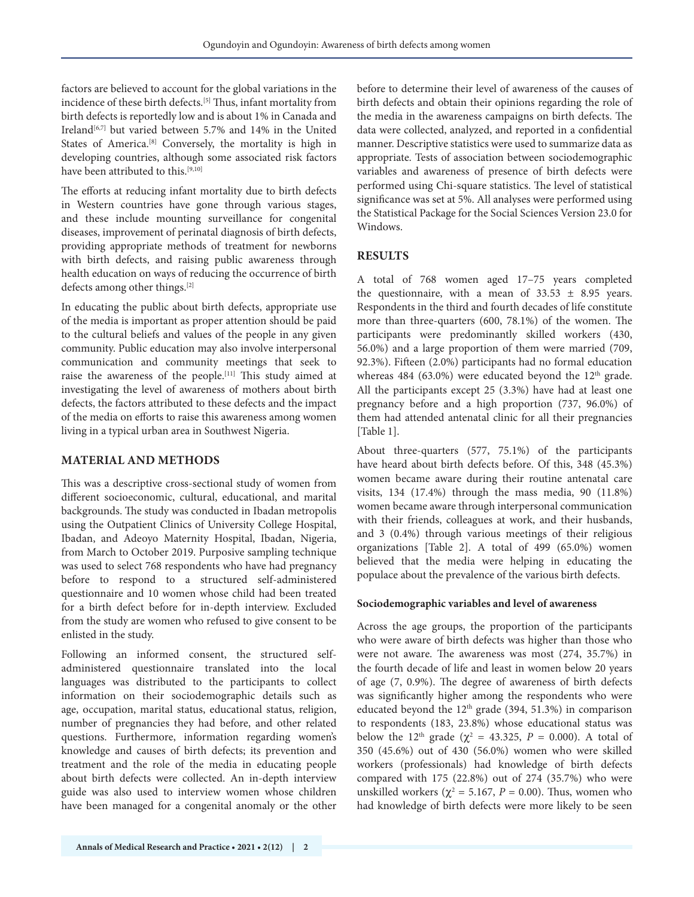factors are believed to account for the global variations in the incidence of these birth defects.[5] Thus, infant mortality from birth defects is reportedly low and is about 1% in Canada and Ireland[6,7] but varied between 5.7% and 14% in the United States of America.[8] Conversely, the mortality is high in developing countries, although some associated risk factors have been attributed to this.[9,10]

The efforts at reducing infant mortality due to birth defects in Western countries have gone through various stages, and these include mounting surveillance for congenital diseases, improvement of perinatal diagnosis of birth defects, providing appropriate methods of treatment for newborns with birth defects, and raising public awareness through health education on ways of reducing the occurrence of birth defects among other things.[2]

In educating the public about birth defects, appropriate use of the media is important as proper attention should be paid to the cultural beliefs and values of the people in any given community. Public education may also involve interpersonal communication and community meetings that seek to raise the awareness of the people.[11] This study aimed at investigating the level of awareness of mothers about birth defects, the factors attributed to these defects and the impact of the media on efforts to raise this awareness among women living in a typical urban area in Southwest Nigeria.

## MATERIAL AND METHODS

This was a descriptive cross-sectional study of women from different socioeconomic, cultural, educational, and marital backgrounds. The study was conducted in Ibadan metropolis using the Outpatient Clinics of University College Hospital, Ibadan, and Adeoyo Maternity Hospital, Ibadan, Nigeria, from March to October 2019. Purposive sampling technique was used to select 768 respondents who have had pregnancy before to respond to a structured self-administered questionnaire and 10 women whose child had been treated for a birth defect before for in-depth interview. Excluded from the study are women who refused to give consent to be enlisted in the study.

Following an informed consent, the structured self-administered questionnaire translated into the local languages was distributed to the participants to collect information on their sociodemographic details such as age, occupation, marital status, educational status, religion, number of pregnancies they had before, and other related questions. Furthermore, information regarding women's knowledge and causes of birth defects; its prevention and treatment and the role of the media in educating people about birth defects were collected. An in-depth interview guide was also used to interview women whose children have been managed for a congenital anomaly or the other before to determine their level of awareness of the causes of birth defects and obtain their opinions regarding the role of the media in the awareness campaigns on birth defects. The data were collected, analyzed, and reported in a confidential manner. Descriptive statistics were used to summarize data as appropriate. Tests of association between sociodemographic variables and awareness of presence of birth defects were performed using Chi-square statistics. The level of statistical significance was set at 5%. All analyses were performed using the Statistical Package for the Social Sciences Version 23.0 for Windows.

## RESULTS

A total of 768 women aged 17–75 years completed the questionnaire, with a mean of 33.53 ± 8.95 years. Respondents in the third and fourth decades of life constitute more than three-quarters (600, 78.1%) of the women. The participants were predominantly skilled workers (430, 56.0%) and a large proportion of them were married (709, 92.3%). Fifteen (2.0%) participants had no formal education whereas 484 (63.0%) were educated beyond the 12th grade. All the participants except 25 (3.3%) have had at least one pregnancy before and a high proportion (737, 96.0%) of them had attended antenatal clinic for all their pregnancies [Table 1].

About three-quarters (577, 75.1%) of the participants have heard about birth defects before. Of this, 348 (45.3%) women became aware during their routine antenatal care visits, 134 (17.4%) through the mass media, 90 (11.8%) women became aware through interpersonal communication with their friends, colleagues at work, and their husbands, and 3 (0.4%) through various meetings of their religious organizations [Table 2]. A total of 499 (65.0%) women believed that the media were helping in educating the populace about the prevalence of the various birth defects.

### Sociodemographic variables and level of awareness

Across the age groups, the proportion of the participants who were aware of birth defects was higher than those who were not aware. The awareness was most (274, 35.7%) in the fourth decade of life and least in women below 20 years of age (7, 0.9%). The degree of awareness of birth defects was significantly higher among the respondents who were educated beyond the 12th grade (394, 51.3%) in comparison to respondents (183, 23.8%) whose educational status was below the 12th grade ($\chi^2$ = 43.325, $P$ = 0.000). A total of 350 (45.6%) out of 430 (56.0%) women who were skilled workers (professionals) had knowledge of birth defects compared with 175 (22.8%) out of 274 (35.7%) who were unskilled workers ($\chi^2$ = 5.167, $P$ = 0.00). Thus, women who had knowledge of birth defects were more likely to be seen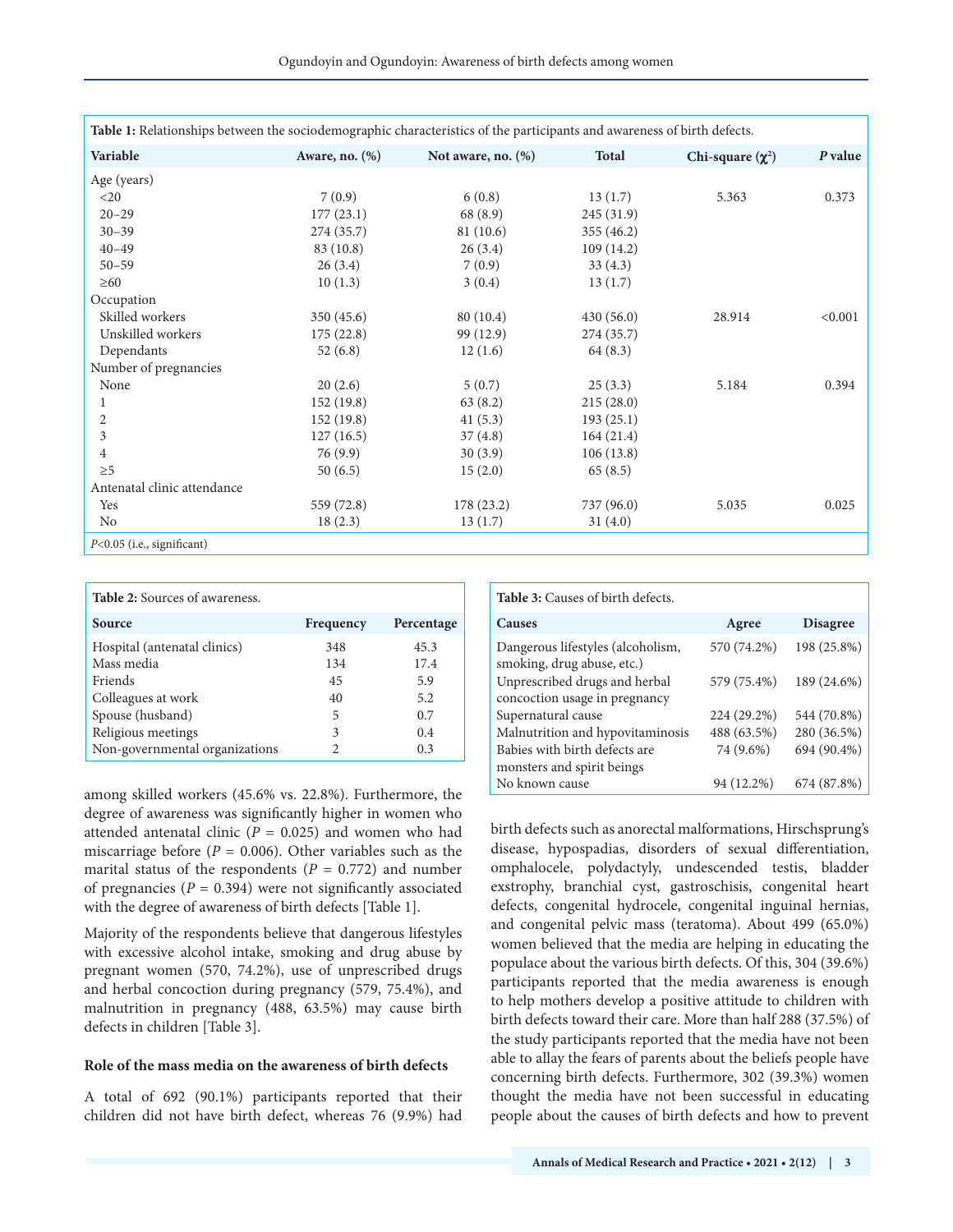**Table 1:** Relationships between the sociodemographic characteristics of the participants and awareness of birth defects.

| Variable | Aware, no. (%) | Not aware, no. (%) | Total | Chi-square ($\chi^2$) | *P* value |
|---|---|---|---|---|---|
| Age (years) | | | | | |
| <20 | 7 (0.9) | 6 (0.8) | 13 (1.7) | 5.363 | 0.373 |
| 20–29 | 177 (23.1) | 68 (8.9) | 245 (31.9) | | |
| 30–39 | 274 (35.7) | 81 (10.6) | 355 (46.2) | | |
| 40–49 | 83 (10.8) | 26 (3.4) | 109 (14.2) | | |
| 50–59 | 26 (3.4) | 7 (0.9) | 33 (4.3) | | |
| ≥60 | 10 (1.3) | 3 (0.4) | 13 (1.7) | | |
| Occupation | | | | | |
| Skilled workers | 350 (45.6) | 80 (10.4) | 430 (56.0) | 28.914 | <0.001 |
| Unskilled workers | 175 (22.8) | 99 (12.9) | 274 (35.7) | | |
| Dependants | 52 (6.8) | 12 (1.6) | 64 (8.3) | | |
| Number of pregnancies | | | | | |
| None | 20 (2.6) | 5 (0.7) | 25 (3.3) | 5.184 | 0.394 |
| 1 | 152 (19.8) | 63 (8.2) | 215 (28.0) | | |
| 2 | 152 (19.8) | 41 (5.3) | 193 (25.1) | | |
| 3 | 127 (16.5) | 37 (4.8) | 164 (21.4) | | |
| 4 | 76 (9.9) | 30 (3.9) | 106 (13.8) | | |
| ≥5 | 50 (6.5) | 15 (2.0) | 65 (8.5) | | |
| Antenatal clinic attendance | | | | | |
| Yes | 559 (72.8) | 178 (23.2) | 737 (96.0) | 5.035 | 0.025 |
| No | 18 (2.3) | 13 (1.7) | 31 (4.0) | | |

*P*<0.05 (i.e., significant)

**Table 2:** Sources of awareness.

| Source | Frequency | Percentage |
|---|---|---|
| Hospital (antenatal clinics) | 348 | 45.3 |
| Mass media | 134 | 17.4 |
| Friends | 45 | 5.9 |
| Colleagues at work | 40 | 5.2 |
| Spouse (husband) | 5 | 0.7 |
| Religious meetings | 3 | 0.4 |
| Non-governmental organizations | 2 | 0.3 |

among skilled workers (45.6% vs. 22.8%). Furthermore, the degree of awareness was significantly higher in women who attended antenatal clinic ($P = 0.025$) and women who had miscarriage before ($P = 0.006$). Other variables such as the marital status of the respondents ($P = 0.772$) and number of pregnancies ($P = 0.394$) were not significantly associated with the degree of awareness of birth defects [Table 1].

Majority of the respondents believe that dangerous lifestyles with excessive alcohol intake, smoking and drug abuse by pregnant women (570, 74.2%), use of unprescribed drugs and herbal concoction during pregnancy (579, 75.4%), and malnutrition in pregnancy (488, 63.5%) may cause birth defects in children [Table 3].

**Table 3:** Causes of birth defects.

| Causes | Agree | Disagree |
|---|---|---|
| Dangerous lifestyles (alcoholism, smoking, drug abuse, etc.) | 570 (74.2%) | 198 (25.8%) |
| Unprescribed drugs and herbal concoction usage in pregnancy | 579 (75.4%) | 189 (24.6%) |
| Supernatural cause | 224 (29.2%) | 544 (70.8%) |
| Malnutrition and hypovitaminosis | 488 (63.5%) | 280 (36.5%) |
| Babies with birth defects are monsters and spirit beings | 74 (9.6%) | 694 (90.4%) |
| No known cause | 94 (12.2%) | 674 (87.8%) |

### Role of the mass media on the awareness of birth defects

A total of 692 (90.1%) participants reported that their children did not have birth defect, whereas 76 (9.9%) had birth defects such as anorectal malformations, Hirschsprung's disease, hypospadias, disorders of sexual differentiation, omphalocele, polydactyly, undescended testis, bladder exstrophy, branchial cyst, gastroschisis, congenital heart defects, congenital hydrocele, congenital inguinal hernias, and congenital pelvic mass (teratoma). About 499 (65.0%) women believed that the media are helping in educating the populace about the various birth defects. Of this, 304 (39.6%) participants reported that the media awareness is enough to help mothers develop a positive attitude to children with birth defects toward their care. More than half 288 (37.5%) of the study participants reported that the media have not been able to allay the fears of parents about the beliefs people have concerning birth defects. Furthermore, 302 (39.3%) women thought the media have not been successful in educating people about the causes of birth defects and how to prevent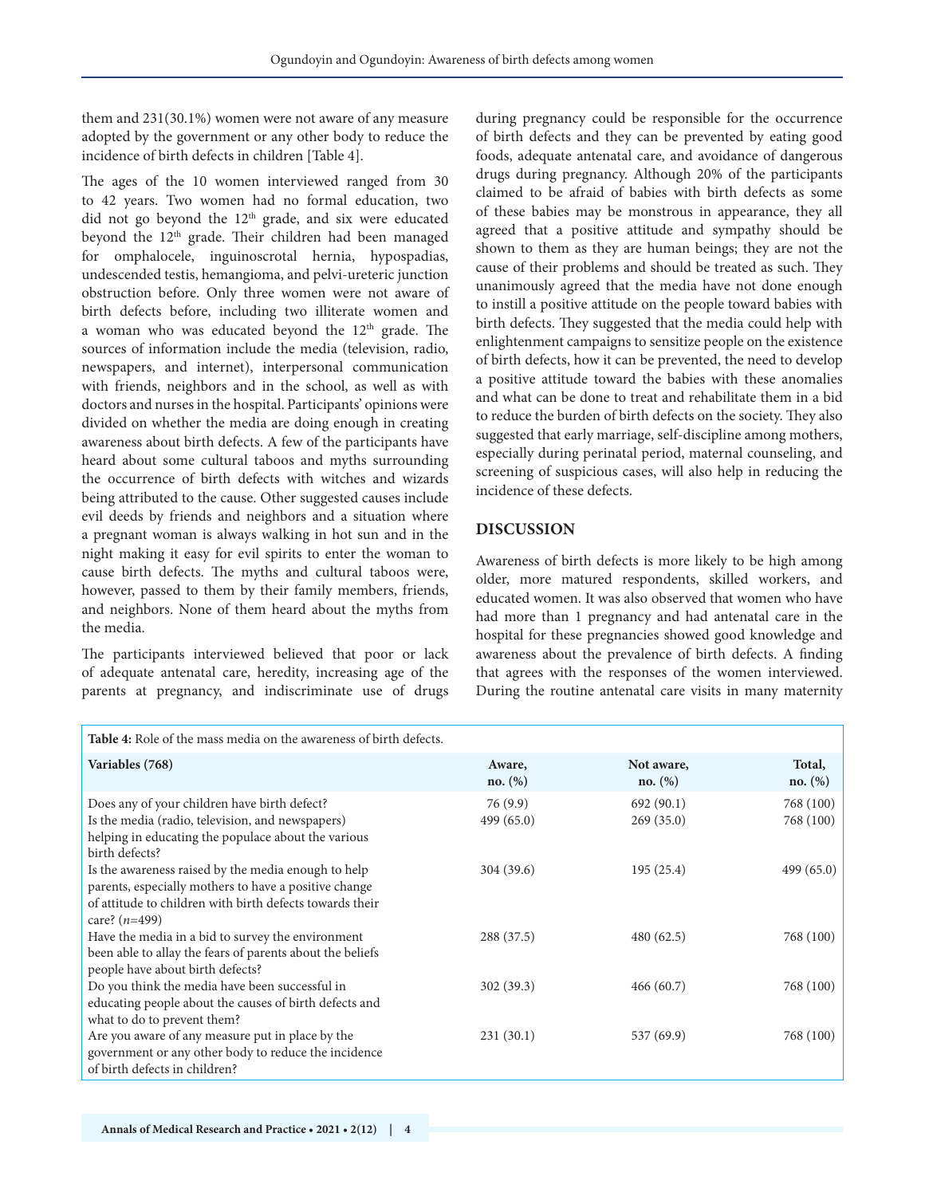them and 231(30.1%) women were not aware of any measure adopted by the government or any other body to reduce the incidence of birth defects in children [Table 4].

The ages of the 10 women interviewed ranged from 30 to 42 years. Two women had no formal education, two did not go beyond the 12th grade, and six were educated beyond the 12th grade. Their children had been managed for omphalocele, inguinoscrotal hernia, hypospadias, undescended testis, hemangioma, and pelvi-ureteric junction obstruction before. Only three women were not aware of birth defects before, including two illiterate women and a woman who was educated beyond the 12th grade. The sources of information include the media (television, radio, newspapers, and internet), interpersonal communication with friends, neighbors and in the school, as well as with doctors and nurses in the hospital. Participants' opinions were divided on whether the media are doing enough in creating awareness about birth defects. A few of the participants have heard about some cultural taboos and myths surrounding the occurrence of birth defects with witches and wizards being attributed to the cause. Other suggested causes include evil deeds by friends and neighbors and a situation where a pregnant woman is always walking in hot sun and in the night making it easy for evil spirits to enter the woman to cause birth defects. The myths and cultural taboos were, however, passed to them by their family members, friends, and neighbors. None of them heard about the myths from the media.

The participants interviewed believed that poor or lack of adequate antenatal care, heredity, increasing age of the parents at pregnancy, and indiscriminate use of drugs during pregnancy could be responsible for the occurrence of birth defects and they can be prevented by eating good foods, adequate antenatal care, and avoidance of dangerous drugs during pregnancy. Although 20% of the participants claimed to be afraid of babies with birth defects as some of these babies may be monstrous in appearance, they all agreed that a positive attitude and sympathy should be shown to them as they are human beings; they are not the cause of their problems and should be treated as such. They unanimously agreed that the media have not done enough to instill a positive attitude on the people toward babies with birth defects. They suggested that the media could help with enlightenment campaigns to sensitize people on the existence of birth defects, how it can be prevented, the need to develop a positive attitude toward the babies with these anomalies and what can be done to treat and rehabilitate them in a bid to reduce the burden of birth defects on the society. They also suggested that early marriage, self-discipline among mothers, especially during perinatal period, maternal counseling, and screening of suspicious cases, will also help in reducing the incidence of these defects.

## DISCUSSION

Awareness of birth defects is more likely to be high among older, more matured respondents, skilled workers, and educated women. It was also observed that women who have had more than 1 pregnancy and had antenatal care in the hospital for these pregnancies showed good knowledge and awareness about the prevalence of birth defects. A finding that agrees with the responses of the women interviewed. During the routine antenatal care visits in many maternity

**Table 4:** Role of the mass media on the awareness of birth defects.

| Variables (768) | Aware, no. (%) | Not aware, no. (%) | Total, no. (%) |
|---|---|---|---|
| Does any of your children have birth defect? | 76 (9.9) | 692 (90.1) | 768 (100) |
| Is the media (radio, television, and newspapers) helping in educating the populace about the various birth defects? | 499 (65.0) | 269 (35.0) | 768 (100) |
| Is the awareness raised by the media enough to help parents, especially mothers to have a positive change of attitude to children with birth defects towards their care? (*n*=499) | 304 (39.6) | 195 (25.4) | 499 (65.0) |
| Have the media in a bid to survey the environment been able to allay the fears of parents about the beliefs people have about birth defects? | 288 (37.5) | 480 (62.5) | 768 (100) |
| Do you think the media have been successful in educating people about the causes of birth defects and what to do to prevent them? | 302 (39.3) | 466 (60.7) | 768 (100) |
| Are you aware of any measure put in place by the government or any other body to reduce the incidence of birth defects in children? | 231 (30.1) | 537 (69.9) | 768 (100) |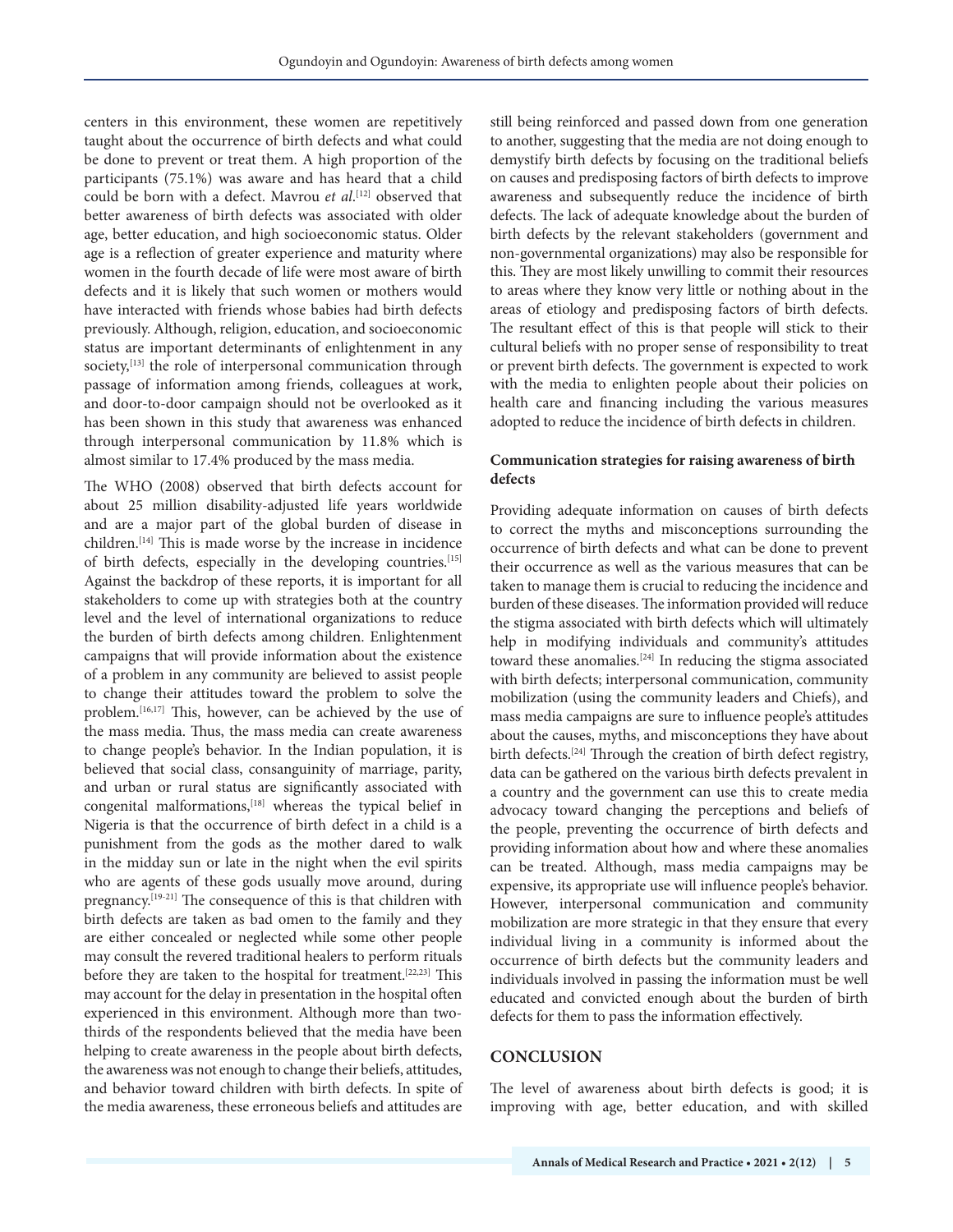centers in this environment, these women are repetitively taught about the occurrence of birth defects and what could be done to prevent or treat them. A high proportion of the participants (75.1%) was aware and has heard that a child could be born with a defect. Mavrou *et al*.[12] observed that better awareness of birth defects was associated with older age, better education, and high socioeconomic status. Older age is a reflection of greater experience and maturity where women in the fourth decade of life were most aware of birth defects and it is likely that such women or mothers would have interacted with friends whose babies had birth defects previously. Although, religion, education, and socioeconomic status are important determinants of enlightenment in any society,[13] the role of interpersonal communication through passage of information among friends, colleagues at work, and door-to-door campaign should not be overlooked as it has been shown in this study that awareness was enhanced through interpersonal communication by 11.8% which is almost similar to 17.4% produced by the mass media.

The WHO (2008) observed that birth defects account for about 25 million disability-adjusted life years worldwide and are a major part of the global burden of disease in children.[14] This is made worse by the increase in incidence of birth defects, especially in the developing countries.[15] Against the backdrop of these reports, it is important for all stakeholders to come up with strategies both at the country level and the level of international organizations to reduce the burden of birth defects among children. Enlightenment campaigns that will provide information about the existence of a problem in any community are believed to assist people to change their attitudes toward the problem to solve the problem.[16,17] This, however, can be achieved by the use of the mass media. Thus, the mass media can create awareness to change people's behavior. In the Indian population, it is believed that social class, consanguinity of marriage, parity, and urban or rural status are significantly associated with congenital malformations,[18] whereas the typical belief in Nigeria is that the occurrence of birth defect in a child is a punishment from the gods as the mother dared to walk in the midday sun or late in the night when the evil spirits who are agents of these gods usually move around, during pregnancy.[19-21] The consequence of this is that children with birth defects are taken as bad omen to the family and they are either concealed or neglected while some other people may consult the revered traditional healers to perform rituals before they are taken to the hospital for treatment.[22,23] This may account for the delay in presentation in the hospital often experienced in this environment. Although more than two-thirds of the respondents believed that the media have been helping to create awareness in the people about birth defects, the awareness was not enough to change their beliefs, attitudes, and behavior toward children with birth defects. In spite of the media awareness, these erroneous beliefs and attitudes are still being reinforced and passed down from one generation to another, suggesting that the media are not doing enough to demystify birth defects by focusing on the traditional beliefs on causes and predisposing factors of birth defects to improve awareness and subsequently reduce the incidence of birth defects. The lack of adequate knowledge about the burden of birth defects by the relevant stakeholders (government and non-governmental organizations) may also be responsible for this. They are most likely unwilling to commit their resources to areas where they know very little or nothing about in the areas of etiology and predisposing factors of birth defects. The resultant effect of this is that people will stick to their cultural beliefs with no proper sense of responsibility to treat or prevent birth defects. The government is expected to work with the media to enlighten people about their policies on health care and financing including the various measures adopted to reduce the incidence of birth defects in children.

### Communication strategies for raising awareness of birth defects

Providing adequate information on causes of birth defects to correct the myths and misconceptions surrounding the occurrence of birth defects and what can be done to prevent their occurrence as well as the various measures that can be taken to manage them is crucial to reducing the incidence and burden of these diseases. The information provided will reduce the stigma associated with birth defects which will ultimately help in modifying individuals and community's attitudes toward these anomalies.[24] In reducing the stigma associated with birth defects; interpersonal communication, community mobilization (using the community leaders and Chiefs), and mass media campaigns are sure to influence people's attitudes about the causes, myths, and misconceptions they have about birth defects.[24] Through the creation of birth defect registry, data can be gathered on the various birth defects prevalent in a country and the government can use this to create media advocacy toward changing the perceptions and beliefs of the people, preventing the occurrence of birth defects and providing information about how and where these anomalies can be treated. Although, mass media campaigns may be expensive, its appropriate use will influence people's behavior. However, interpersonal communication and community mobilization are more strategic in that they ensure that every individual living in a community is informed about the occurrence of birth defects but the community leaders and individuals involved in passing the information must be well educated and convicted enough about the burden of birth defects for them to pass the information effectively.

## CONCLUSION

The level of awareness about birth defects is good; it is improving with age, better education, and with skilled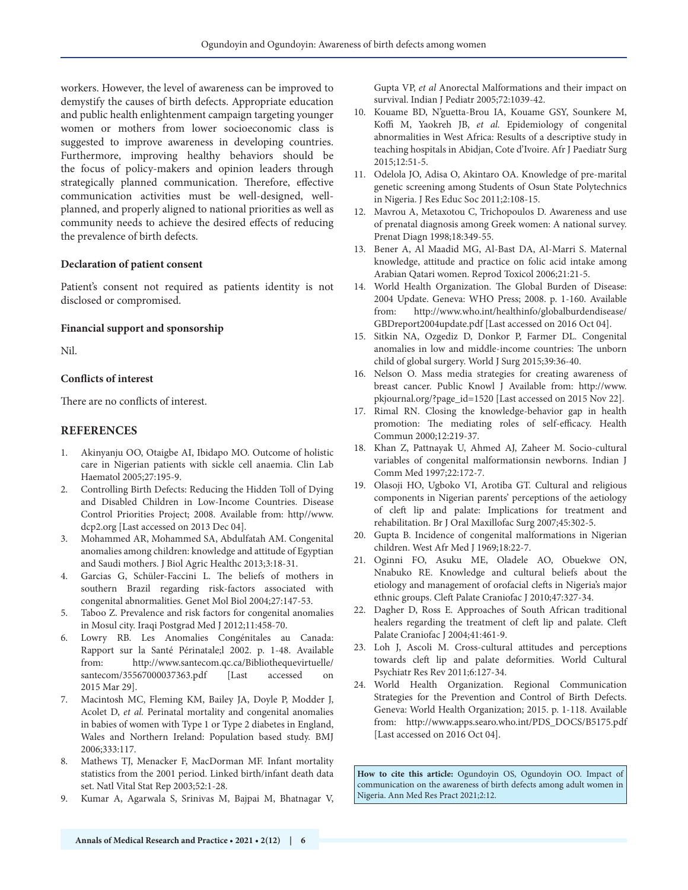workers. However, the level of awareness can be improved to demystify the causes of birth defects. Appropriate education and public health enlightenment campaign targeting younger women or mothers from lower socioeconomic class is suggested to improve awareness in developing countries. Furthermore, improving healthy behaviors should be the focus of policy-makers and opinion leaders through strategically planned communication. Therefore, effective communication activities must be well-designed, well-planned, and properly aligned to national priorities as well as community needs to achieve the desired effects of reducing the prevalence of birth defects.

**Declaration of patient consent**

Patient's consent not required as patients identity is not disclosed or compromised.

**Financial support and sponsorship**

Nil.

**Conflicts of interest**

There are no conflicts of interest.

## REFERENCES

1. Akinyanju OO, Otaigbe AI, Ibidapo MO. Outcome of holistic care in Nigerian patients with sickle cell anaemia. Clin Lab Haematol 2005;27:195-9.
2. Controlling Birth Defects: Reducing the Hidden Toll of Dying and Disabled Children in Low-Income Countries. Disease Control Priorities Project; 2008. Available from: http//www.dcp2.org [Last accessed on 2013 Dec 04].
3. Mohammed AR, Mohammed SA, Abdulfatah AM. Congenital anomalies among children: knowledge and attitude of Egyptian and Saudi mothers. J Biol Agric Healthc 2013;3:18-31.
4. Garcias G, Schüler-Faccini L. The beliefs of mothers in southern Brazil regarding risk-factors associated with congenital abnormalities. Genet Mol Biol 2004;27:147-53.
5. Taboo Z. Prevalence and risk factors for congenital anomalies in Mosul city. Iraqi Postgrad Med J 2012;11:458-70.
6. Lowry RB. Les Anomalies Congénitales au Canada: Rapport sur la Santé Périnatale;l 2002. p. 1-48. Available from: http://www.santecom.qc.ca/Bibliothequevirtuelle/santecom/35567000037363.pdf [Last accessed on 2015 Mar 29].
7. Macintosh MC, Fleming KM, Bailey JA, Doyle P, Modder J, Acolet D, *et al.* Perinatal mortality and congenital anomalies in babies of women with Type 1 or Type 2 diabetes in England, Wales and Northern Ireland: Population based study. BMJ 2006;333:117.
8. Mathews TJ, Menacker F, MacDorman MF. Infant mortality statistics from the 2001 period. Linked birth/infant death data set. Natl Vital Stat Rep 2003;52:1-28.
9. Kumar A, Agarwala S, Srinivas M, Bajpai M, Bhatnagar V, Gupta VP, *et al* Anorectal Malformations and their impact on survival. Indian J Pediatr 2005;72:1039-42.
10. Kouame BD, N'guetta-Brou IA, Kouame GSY, Sounkere M, Koffi M, Yaokreh JB, *et al.* Epidemiology of congenital abnormalities in West Africa: Results of a descriptive study in teaching hospitals in Abidjan, Cote d'Ivoire. Afr J Paediatr Surg 2015;12:51-5.
11. Odelola JO, Adisa O, Akintaro OA. Knowledge of pre-marital genetic screening among Students of Osun State Polytechnics in Nigeria. J Res Educ Soc 2011;2:108-15.
12. Mavrou A, Metaxotou C, Trichopoulos D. Awareness and use of prenatal diagnosis among Greek women: A national survey. Prenat Diagn 1998;18:349-55.
13. Bener A, Al Maadid MG, Al-Bast DA, Al-Marri S. Maternal knowledge, attitude and practice on folic acid intake among Arabian Qatari women. Reprod Toxicol 2006;21:21-5.
14. World Health Organization. The Global Burden of Disease: 2004 Update. Geneva: WHO Press; 2008. p. 1-160. Available from: http://www.who.int/healthinfo/globalburdendisease/GBDreport2004update.pdf [Last accessed on 2016 Oct 04].
15. Sitkin NA, Ozgediz D, Donkor P, Farmer DL. Congenital anomalies in low and middle-income countries: The unborn child of global surgery. World J Surg 2015;39:36-40.
16. Nelson O. Mass media strategies for creating awareness of breast cancer. Public Knowl J Available from: http://www.pkjournal.org/?page_id=1520 [Last accessed on 2015 Nov 22].
17. Rimal RN. Closing the knowledge-behavior gap in health promotion: The mediating roles of self-efficacy. Health Commun 2000;12:219-37.
18. Khan Z, Pattnayak U, Ahmed AJ, Zaheer M. Socio-cultural variables of congenital malformationsin newborns. Indian J Comm Med 1997;22:172-7.
19. Olasoji HO, Ugboko VI, Arotiba GT. Cultural and religious components in Nigerian parents' perceptions of the aetiology of cleft lip and palate: Implications for treatment and rehabilitation. Br J Oral Maxillofac Surg 2007;45:302-5.
20. Gupta B. Incidence of congenital malformations in Nigerian children. West Afr Med J 1969;18:22-7.
21. Oginni FO, Asuku ME, Oladele AO, Obuekwe ON, Nnabuko RE. Knowledge and cultural beliefs about the etiology and management of orofacial clefts in Nigeria's major ethnic groups. Cleft Palate Craniofac J 2010;47:327-34.
22. Dagher D, Ross E. Approaches of South African traditional healers regarding the treatment of cleft lip and palate. Cleft Palate Craniofac J 2004;41:461-9.
23. Loh J, Ascoli M. Cross-cultural attitudes and perceptions towards cleft lip and palate deformities. World Cultural Psychiatr Res Rev 2011;6:127-34.
24. World Health Organization. Regional Communication Strategies for the Prevention and Control of Birth Defects. Geneva: World Health Organization; 2015. p. 1-118. Available from: http://www.apps.searo.who.int/PDS_DOCS/B5175.pdf [Last accessed on 2016 Oct 04].

**How to cite this article:** Ogundoyin OS, Ogundoyin OO. Impact of communication on the awareness of birth defects among adult women in Nigeria. Ann Med Res Pract 2021;2:12.